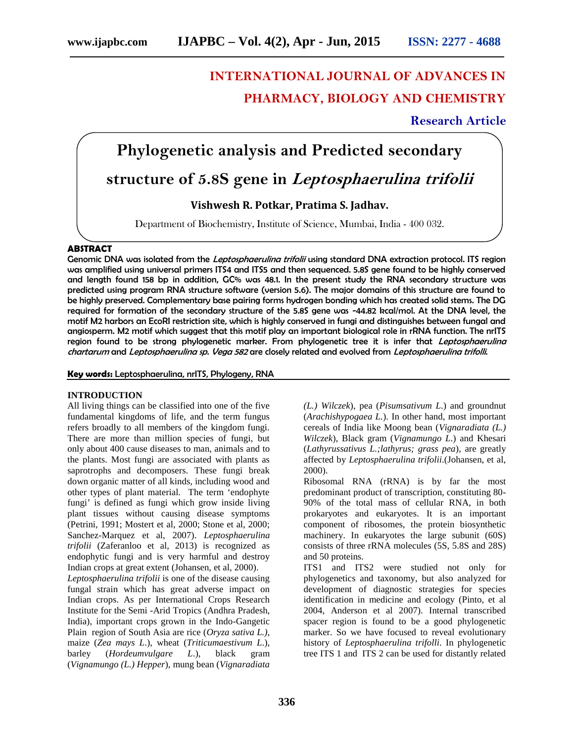# INTERNATIONAL JOURNAL OF ADVANCES IN PHARMACY, BIOLOGY AND CHEMISTRY

**Research Article**

# Phylogenetic analysis and Predicted secondary structure of 5.8S gene in *Leptosphaerulina trifolii*

**Vishwesh R. Potkar, Pratima S. Jadhav.**

Department of Biochemistry, Institute of Science, Mumbai, India - 400 032.

## ABSTRACT

Genomic DNA was isolated from the *Leptosphaerulina trifolii* using standard DNA extraction protocol. ITS region was amplified using universal primers ITS4 and ITS5 and then sequenced. 5.8S gene found to be highly conserved and length found 158 bp in addition, GC% was 48.1. In the present study the RNA secondary structure was predicted using program RNA structure software (version 5.6). The major domains of this structure are found to be highly preserved. Complementary base pairing forms hydrogen bonding which has created solid stems. The DG required for formation of the secondary structure of the 5.8S gene was -44.82 kcal/mol. At the DNA level, the motif M2 harbors an EcoRI restriction site, which is highly conserved in fungi and distinguishes between fungal and angiosperm. M2 motif which suggest that this motif play an important biological role in rRNA function. The nrITS region found to be strong phylogenetic marker. From phylogenetic tree it is infer that *Leptosphaerulina chartarum* and *Leptosphaerulina sp. Vega 582* are closely related and evolved from *Leptosphaerulina trifolli.*

**Key words:** Leptosphaerulina, nrITS, Phylogeny, RNA

## INTRODUCTION

All living things can be classified into one of the five fundamental kingdoms of life, and the term fungus refers broadly to all members of the kingdom fungi. There are more than million species of fungi, but only about 400 cause diseases to man, animals and to the plants. Most fungi are associated with plants as saprotrophs and decomposers. These fungi break down organic matter of all kinds, including wood and other types of plant material. The term 'endophyte fungi' is defined as fungi which grow inside living plant tissues without causing disease symptoms (Petrini, 1991; Mostert et al, 2000; Stone et al, 2000; Sanchez-Marquez et al, 2007). *Leptosphaerulina trifolii* (Zaferanloo et al, 2013) is recognized as endophytic fungi and is very harmful and destroy Indian crops at great extent (Johansen, et al, 2000).

*Leptosphaerulina trifolii* is one of the disease causing fungal strain which has great adverse impact on Indian crops. As per International Crops Research Institute for the Semi -Arid Tropics (Andhra Pradesh, India), important crops grown in the Indo-Gangetic Plain region of South Asia are rice (*Oryza sativa L.),* maize (*Zea mays L*.), wheat (*Triticumaestivum L*.), barley (*Hordeumvulgare L*.), black gram (*Vignamungo (L.) Hepper*), mung bean (*Vignaradiata (L.) Wilczek*), pea (*Pisumsativum L*.) and groundnut (*Arachishypogaea L*.). In other hand, most important cereals of India like Moong bean (*Vignaradiata (L.) Wilczek*), Black gram (*Vignamungo L*.) and Khesari (*Lathyrussativus L.;lathyrus; grass pea*), are greatly affected by *Leptosphaerulina trifolii*.(Johansen, et al, 2000).

Ribosomal RNA (rRNA) is by far the most predominant product of transcription, constituting 80-90% of the total mass of cellular RNA, in both prokaryotes and eukaryotes. It is an important component of ribosomes, the protein biosynthetic machinery. In eukaryotes the large subunit (60S) consists of three rRNA molecules (5S, 5.8S and 28S) and 50 proteins.

ITS1 and ITS2 were studied not only for phylogenetics and taxonomy, but also analyzed for development of diagnostic strategies for species identification in medicine and ecology (Pinto, et al 2004, Anderson et al 2007). Internal transcribed spacer region is found to be a good phylogenetic marker. So we have focused to reveal evolutionary history of *Leptosphaerulina trifolli*. In phylogenetic tree ITS 1 and ITS 2 can be used for distantly related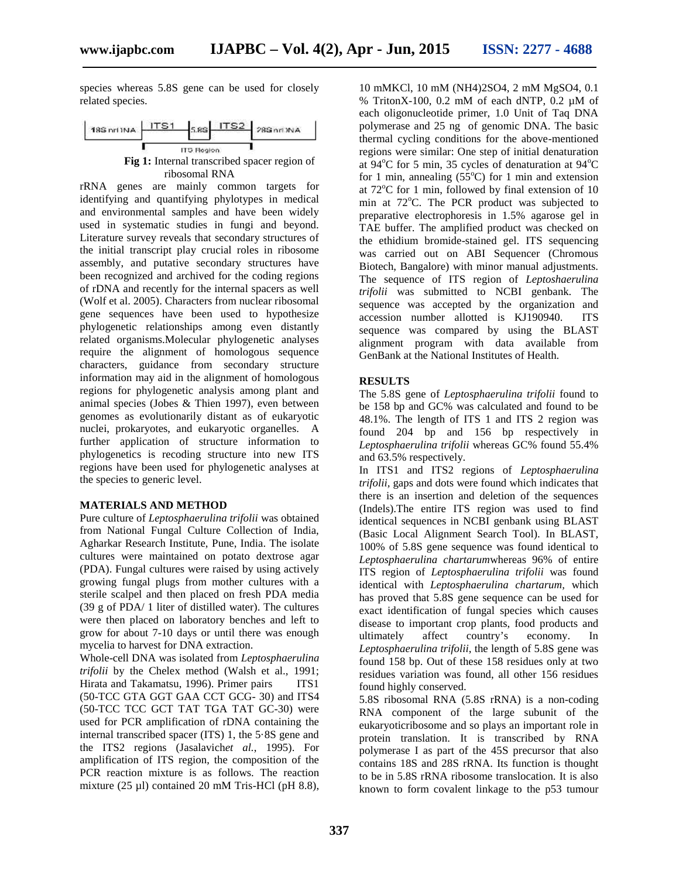species whereas 5.8S gene can be used for closely related species.

| 18S rRNA | ITS1 | 5.8S | ITS2 | 28S rRNA |
| --- | --- | --- | --- | --- |
| | ITS Region | | | |

**Fig 1:** Internal transcribed spacer region of ribosomal RNA

rRNA genes are mainly common targets for identifying and quantifying phylotypes in medical and environmental samples and have been widely used in systematic studies in fungi and beyond. Literature survey reveals that secondary structures of the initial transcript play crucial roles in ribosome assembly, and putative secondary structures have been recognized and archived for the coding regions of rDNA and recently for the internal spacers as well (Wolf et al. 2005). Characters from nuclear ribosomal gene sequences have been used to hypothesize phylogenetic relationships among even distantly related organisms.Molecular phylogenetic analyses require the alignment of homologous sequence characters, guidance from secondary structure information may aid in the alignment of homologous regions for phylogenetic analysis among plant and animal species (Jobes & Thien 1997), even between genomes as evolutionarily distant as of eukaryotic nuclei, prokaryotes, and eukaryotic organelles. A further application of structure information to phylogenetics is recoding structure into new ITS regions have been used for phylogenetic analyses at the species to generic level.

## MATERIALS AND METHOD

Pure culture of *Leptosphaerulina trifolii* was obtained from National Fungal Culture Collection of India, Agharkar Research Institute, Pune, India. The isolate cultures were maintained on potato dextrose agar (PDA). Fungal cultures were raised by using actively growing fungal plugs from mother cultures with a sterile scalpel and then placed on fresh PDA media (39 g of PDA/ 1 liter of distilled water). The cultures were then placed on laboratory benches and left to grow for about 7-10 days or until there was enough mycelia to harvest for DNA extraction.

Whole-cell DNA was isolated from *Leptosphaerulina trifolii* by the Chelex method (Walsh et al., 1991; Hirata and Takamatsu, 1996). Primer pairs ITS1 (50-TCC GTA GGT GAA CCT GCG- 30) and ITS4 (50-TCC TCC GCT TAT TGA TAT GC-30) were used for PCR amplification of rDNA containing the internal transcribed spacer (ITS) 1, the 5·8S gene and the ITS2 regions (Jasalavich*et al.*, 1995). For amplification of ITS region, the composition of the PCR reaction mixture is as follows. The reaction mixture (25 µl) contained 20 mM Tris-HCl (pH 8.8), 10 mMKCl, 10 mM $(NH4)_2SO_4$, 2 mM $MgSO_4$, 0.1 % TritonX-100, 0.2 mM of each dNTP, 0.2 µM of each oligonucleotide primer, 1.0 Unit of Taq DNA polymerase and 25 ng of genomic DNA. The basic thermal cycling conditions for the above-mentioned regions were similar: One step of initial denaturation at 94°C for 5 min, 35 cycles of denaturation at 94°C for 1 min, annealing (55°C) for 1 min and extension at 72°C for 1 min, followed by final extension of 10 min at 72°C. The PCR product was subjected to preparative electrophoresis in 1.5% agarose gel in TAE buffer. The amplified product was checked on the ethidium bromide-stained gel. ITS sequencing was carried out on ABI Sequencer (Chromous Biotech, Bangalore) with minor manual adjustments. The sequence of ITS region of *Leptoshaerulina trifolii* was submitted to NCBI genbank. The sequence was accepted by the organization and accession number allotted is KJ190940. ITS sequence was compared by using the BLAST alignment program with data available from GenBank at the National Institutes of Health.

## RESULTS

The 5.8S gene of *Leptosphaerulina trifolii* found to be 158 bp and GC% was calculated and found to be 48.1%. The length of ITS 1 and ITS 2 region was found 204 bp and 156 bp respectively in *Leptosphaerulina trifolii* whereas GC% found 55.4% and 63.5% respectively.

In ITS1 and ITS2 regions of *Leptosphaerulina trifolii*, gaps and dots were found which indicates that there is an insertion and deletion of the sequences (Indels).The entire ITS region was used to find identical sequences in NCBI genbank using BLAST (Basic Local Alignment Search Tool). In BLAST, 100% of 5.8S gene sequence was found identical to *Leptosphaerulina chartarum*whereas 96% of entire ITS region of *Leptosphaerulina trifolii* was found identical with *Leptosphaerulina chartarum,* which has proved that 5.8S gene sequence can be used for exact identification of fungal species which causes disease to important crop plants, food products and ultimately affect country's economy. In *Leptosphaerulina trifolii*, the length of 5.8S gene was found 158 bp. Out of these 158 residues only at two residues variation was found, all other 156 residues found highly conserved.

5.8S ribosomal RNA (5.8S rRNA) is a non-coding RNA component of the large subunit of the eukaryoticribosome and so plays an important role in protein translation. It is transcribed by RNA polymerase I as part of the 45S precursor that also contains 18S and 28S rRNA. Its function is thought to be in 5.8S rRNA ribosome translocation. It is also known to form covalent linkage to the p53 tumour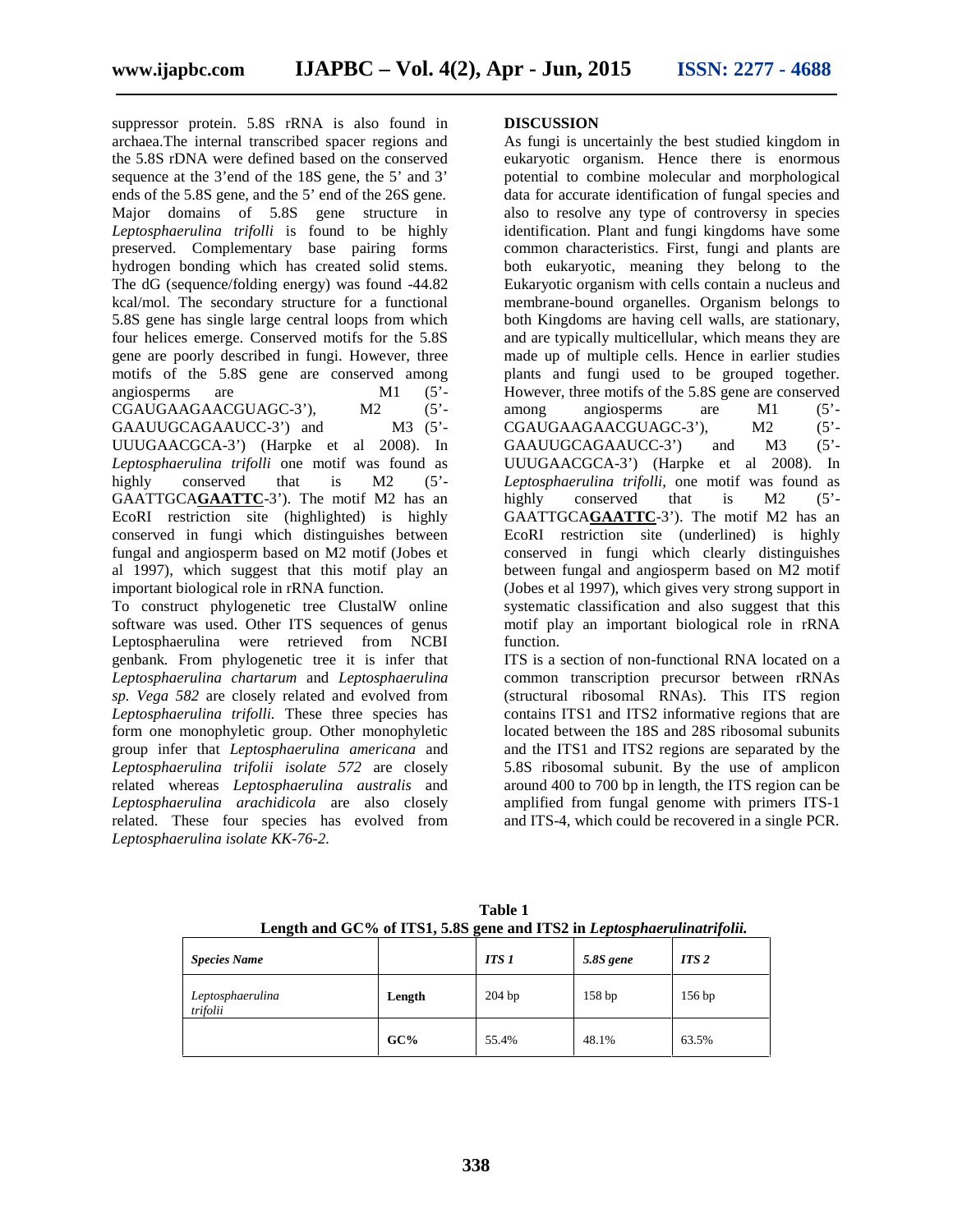suppressor protein. 5.8S rRNA is also found in archaea.The internal transcribed spacer regions and the 5.8S rDNA were defined based on the conserved sequence at the 3'end of the 18S gene, the 5' and 3' ends of the 5.8S gene, and the 5' end of the 26S gene. Major domains of 5.8S gene structure in *Leptosphaerulina trifolli* is found to be highly preserved. Complementary base pairing forms hydrogen bonding which has created solid stems. The dG (sequence/folding energy) was found -44.82 kcal/mol. The secondary structure for a functional 5.8S gene has single large central loops from which four helices emerge. Conserved motifs for the 5.8S gene are poorly described in fungi. However, three motifs of the 5.8S gene are conserved among angiosperms are M1 (5'-CGAUGAAGAACGUAGC-3'), M2 (5'-GAAUUGCAGAAUCC-3') and M3 (5'-UUUGAACGCA-3') (Harpke et al 2008). In *Leptosphaerulina trifolli* one motif was found as highly conserved that is M2 (5'-GAATTGCA**GAATTC**-3'). The motif M2 has an EcoRI restriction site (highlighted) is highly conserved in fungi which distinguishes between fungal and angiosperm based on M2 motif (Jobes et al 1997), which suggest that this motif play an important biological role in rRNA function.

To construct phylogenetic tree ClustalW online software was used. Other ITS sequences of genus Leptosphaerulina were retrieved from NCBI genbank. From phylogenetic tree it is infer that *Leptosphaerulina chartarum* and *Leptosphaerulina sp. Vega 582* are closely related and evolved from *Leptosphaerulina trifolli.* These three species has form one monophyletic group. Other monophyletic group infer that *Leptosphaerulina americana* and *Leptosphaerulina trifolii isolate 572* are closely related whereas *Leptosphaerulina australis* and *Leptosphaerulina arachidicola* are also closely related. These four species has evolved from *Leptosphaerulina isolate KK-76-2.*

## DISCUSSION

As fungi is uncertainly the best studied kingdom in eukaryotic organism. Hence there is enormous potential to combine molecular and morphological data for accurate identification of fungal species and also to resolve any type of controversy in species identification. Plant and fungi kingdoms have some common characteristics. First, fungi and plants are both eukaryotic, meaning they belong to the Eukaryotic organism with cells contain a nucleus and membrane-bound organelles. Organism belongs to both Kingdoms are having cell walls, are stationary, and are typically multicellular, which means they are made up of multiple cells. Hence in earlier studies plants and fungi used to be grouped together. However, three motifs of the 5.8S gene are conserved among angiosperms are M1 (5'-CGAUGAAGAACGUAGC-3'), M2 (5'-GAAUUGCAGAAUCC-3') and M3 (5'-UUUGAACGCA-3') (Harpke et al 2008). In *Leptosphaerulina trifolli*, one motif was found as highly conserved that is M2 (5'-GAATTGCA**GAATTC**-3'). The motif M2 has an EcoRI restriction site (underlined) is highly conserved in fungi which clearly distinguishes between fungal and angiosperm based on M2 motif (Jobes et al 1997), which gives very strong support in systematic classification and also suggest that this motif play an important biological role in rRNA function.

ITS is a section of non-functional RNA located on a common transcription precursor between rRNAs (structural ribosomal RNAs). This ITS region contains ITS1 and ITS2 informative regions that are located between the 18S and 28S ribosomal subunits and the ITS1 and ITS2 regions are separated by the 5.8S ribosomal subunit. By the use of amplicon around 400 to 700 bp in length, the ITS region can be amplified from fungal genome with primers ITS-1 and ITS-4, which could be recovered in a single PCR.

**Table 1**
**Length and GC% of ITS1, 5.8S gene and ITS2 in *Leptosphaerulinatrifolii.***

| *Species Name* | | *ITS 1* | *5.8S gene* | *ITS 2* |
|---|---|---|---|---|
| *Leptosphaerulina trifolii* | **Length** | 204 bp | 158 bp | 156 bp |
| | **GC%** | 55.4% | 48.1% | 63.5% |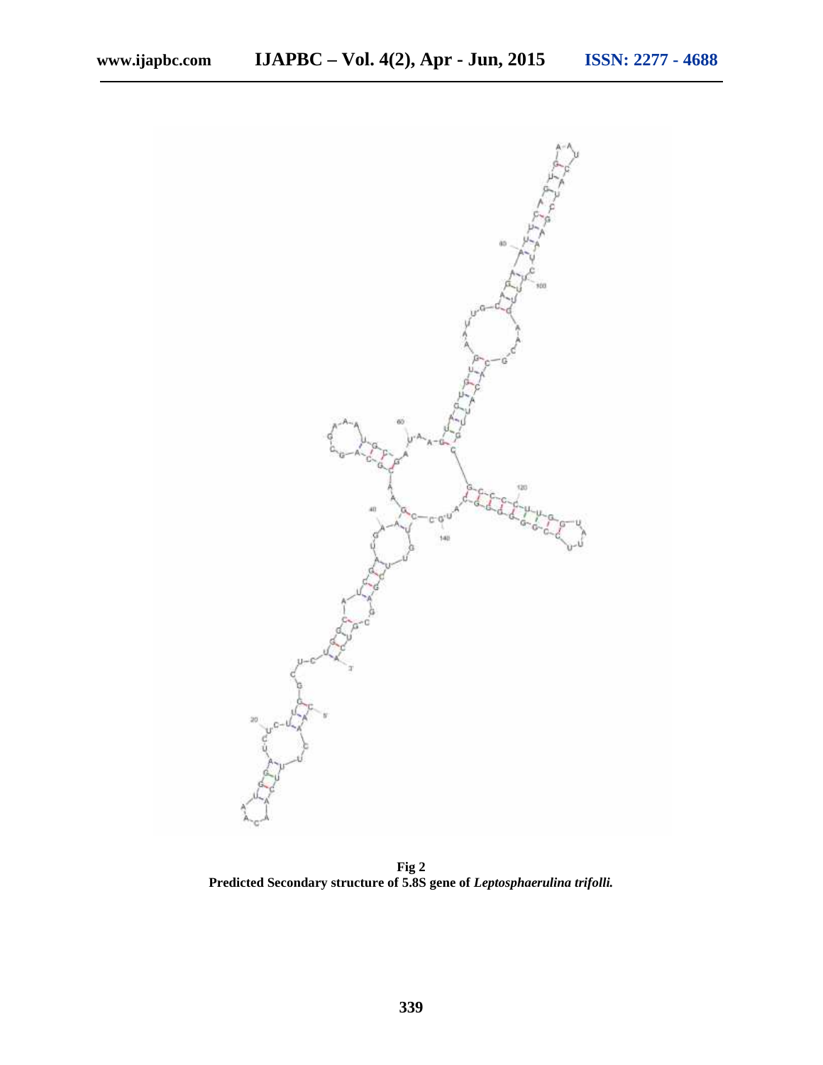**Fig 2**
**Predicted Secondary structure of 5.8S gene of *Leptosphaerulina trifolli.***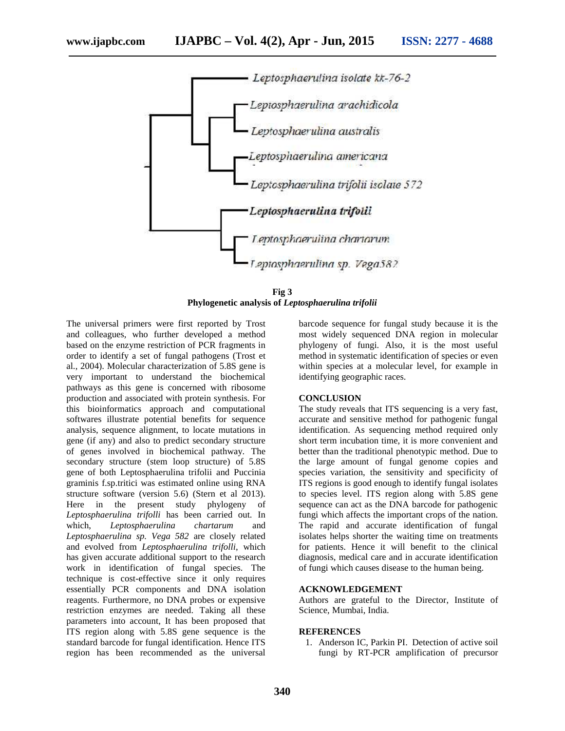Leptosphaerulina isolate kk-76-2

Leptosphaerulina arachidicola

Leptosphaerulina australis

Leptosphaerulina americana

Leptosphaerulina trifolii isolate 572

**Leptosphaerulina trifolii**

Leptosphaerulina chartarum

Leptosphaerulina sp. Vega582

**Fig 3**
**Phylogenetic analysis of *Leptosphaerulina trifolii***

The universal primers were first reported by Trost and colleagues, who further developed a method based on the enzyme restriction of PCR fragments in order to identify a set of fungal pathogens (Trost et al., 2004). Molecular characterization of 5.8S gene is very important to understand the biochemical pathways as this gene is concerned with ribosome production and associated with protein synthesis. For this bioinformatics approach and computational softwares illustrate potential benefits for sequence analysis, sequence alignment, to locate mutations in gene (if any) and also to predict secondary structure of genes involved in biochemical pathway. The secondary structure (stem loop structure) of 5.8S gene of both Leptosphaerulina trifolii and Puccinia graminis f.sp.tritici was estimated online using RNA structure software (version 5.6) (Stern et al 2013). Here in the present study phylogeny of *Leptosphaerulina trifolli* has been carried out. In which, *Leptosphaerulina chartarum* and *Leptosphaerulina sp. Vega 582* are closely related and evolved from *Leptosphaerulina trifolli*, which has given accurate additional support to the research work in identification of fungal species. The technique is cost-effective since it only requires essentially PCR components and DNA isolation reagents. Furthermore, no DNA probes or expensive restriction enzymes are needed. Taking all these parameters into account, It has been proposed that ITS region along with 5.8S gene sequence is the standard barcode for fungal identification. Hence ITS region has been recommended as the universal barcode sequence for fungal study because it is the most widely sequenced DNA region in molecular phylogeny of fungi. Also, it is the most useful method in systematic identification of species or even within species at a molecular level, for example in identifying geographic races.

## CONCLUSION

The study reveals that ITS sequencing is a very fast, accurate and sensitive method for pathogenic fungal identification. As sequencing method required only short term incubation time, it is more convenient and better than the traditional phenotypic method. Due to the large amount of fungal genome copies and species variation, the sensitivity and specificity of ITS regions is good enough to identify fungal isolates to species level. ITS region along with 5.8S gene sequence can act as the DNA barcode for pathogenic fungi which affects the important crops of the nation. The rapid and accurate identification of fungal isolates helps shorter the waiting time on treatments for patients. Hence it will benefit to the clinical diagnosis, medical care and in accurate identification of fungi which causes disease to the human being.

## ACKNOWLEDGEMENT

Authors are grateful to the Director, Institute of Science, Mumbai, India.

## REFERENCES

1. Anderson IC, Parkin PI. Detection of active soil fungi by RT-PCR amplification of precursor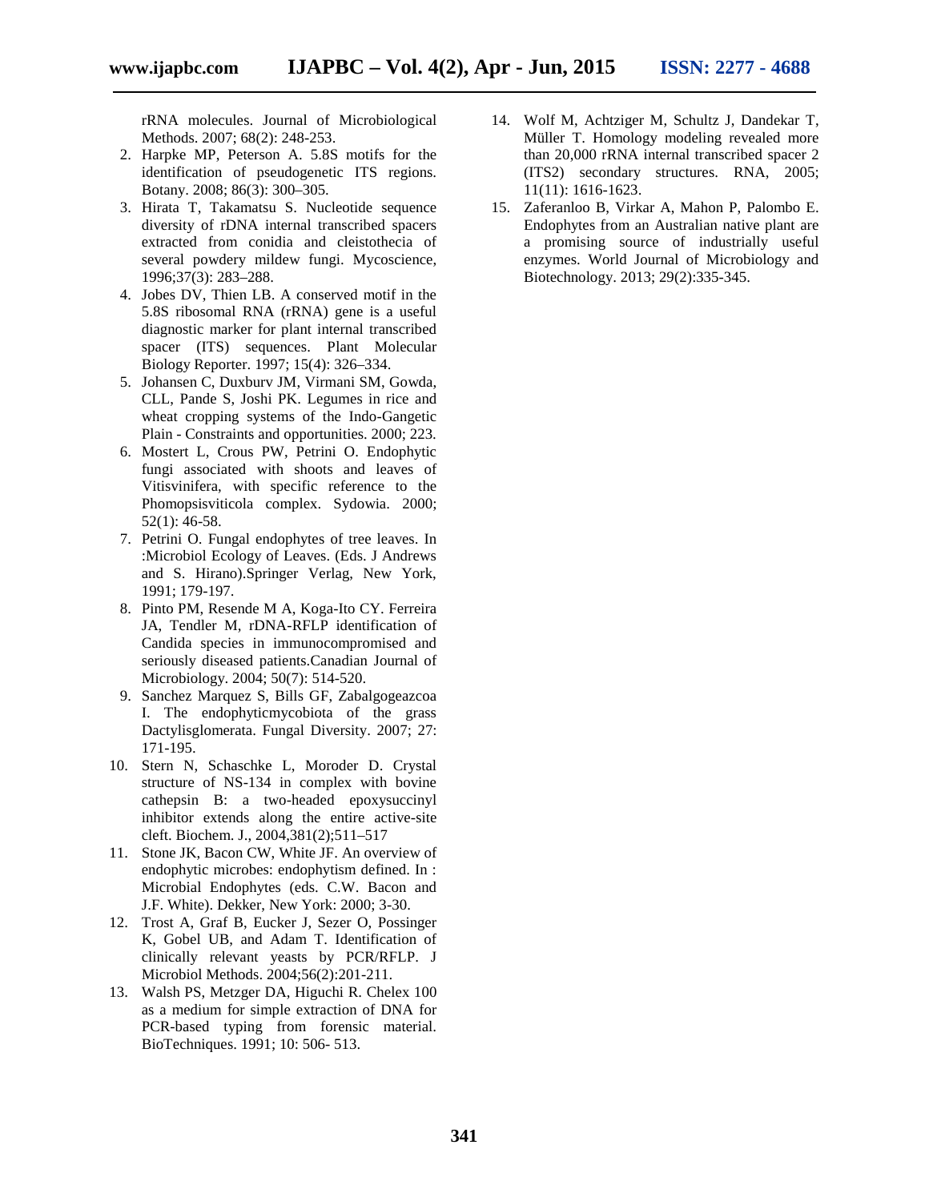rRNA molecules. Journal of Microbiological Methods. 2007; 68(2): 248-253.

2. Harpke MP, Peterson A. 5.8S motifs for the identification of pseudogenetic ITS regions. Botany. 2008; 86(3): 300–305.
3. Hirata T, Takamatsu S. Nucleotide sequence diversity of rDNA internal transcribed spacers extracted from conidia and cleistothecia of several powdery mildew fungi. Mycoscience, 1996;37(3): 283–288.
4. Jobes DV, Thien LB. A conserved motif in the 5.8S ribosomal RNA (rRNA) gene is a useful diagnostic marker for plant internal transcribed spacer (ITS) sequences. Plant Molecular Biology Reporter. 1997; 15(4): 326–334.
5. Johansen C, Duxburv JM, Virmani SM, Gowda, CLL, Pande S, Joshi PK. Legumes in rice and wheat cropping systems of the Indo-Gangetic Plain - Constraints and opportunities. 2000; 223.
6. Mostert L, Crous PW, Petrini O. Endophytic fungi associated with shoots and leaves of Vitisvinifera, with specific reference to the Phomopsisviticola complex. Sydowia. 2000; 52(1): 46-58.
7. Petrini O. Fungal endophytes of tree leaves. In :Microbiol Ecology of Leaves. (Eds. J Andrews and S. Hirano).Springer Verlag, New York, 1991; 179-197.
8. Pinto PM, Resende M A, Koga-Ito CY. Ferreira JA, Tendler M, rDNA-RFLP identification of Candida species in immunocompromised and seriously diseased patients.Canadian Journal of Microbiology. 2004; 50(7): 514-520.
9. Sanchez Marquez S, Bills GF, Zabalgogeazcoa I. The endophyticmycobiota of the grass Dactylisglomerata. Fungal Diversity. 2007; 27: 171-195.
10. Stern N, Schaschke L, Moroder D. Crystal structure of NS-134 in complex with bovine cathepsin B: a two-headed epoxysuccinyl inhibitor extends along the entire active-site cleft. Biochem. J., 2004,381(2);511–517
11. Stone JK, Bacon CW, White JF. An overview of endophytic microbes: endophytism defined. In : Microbial Endophytes (eds. C.W. Bacon and J.F. White). Dekker, New York: 2000; 3-30.
12. Trost A, Graf B, Eucker J, Sezer O, Possinger K, Gobel UB, and Adam T. Identification of clinically relevant yeasts by PCR/RFLP. J Microbiol Methods. 2004;56(2):201-211.
13. Walsh PS, Metzger DA, Higuchi R. Chelex 100 as a medium for simple extraction of DNA for PCR-based typing from forensic material. BioTechniques. 1991; 10: 506- 513.
14. Wolf M, Achtziger M, Schultz J, Dandekar T, Müller T. Homology modeling revealed more than 20,000 rRNA internal transcribed spacer 2 (ITS2) secondary structures. RNA, 2005; 11(11): 1616-1623.
15. Zaferanloo B, Virkar A, Mahon P, Palombo E. Endophytes from an Australian native plant are a promising source of industrially useful enzymes. World Journal of Microbiology and Biotechnology. 2013; 29(2):335-345.